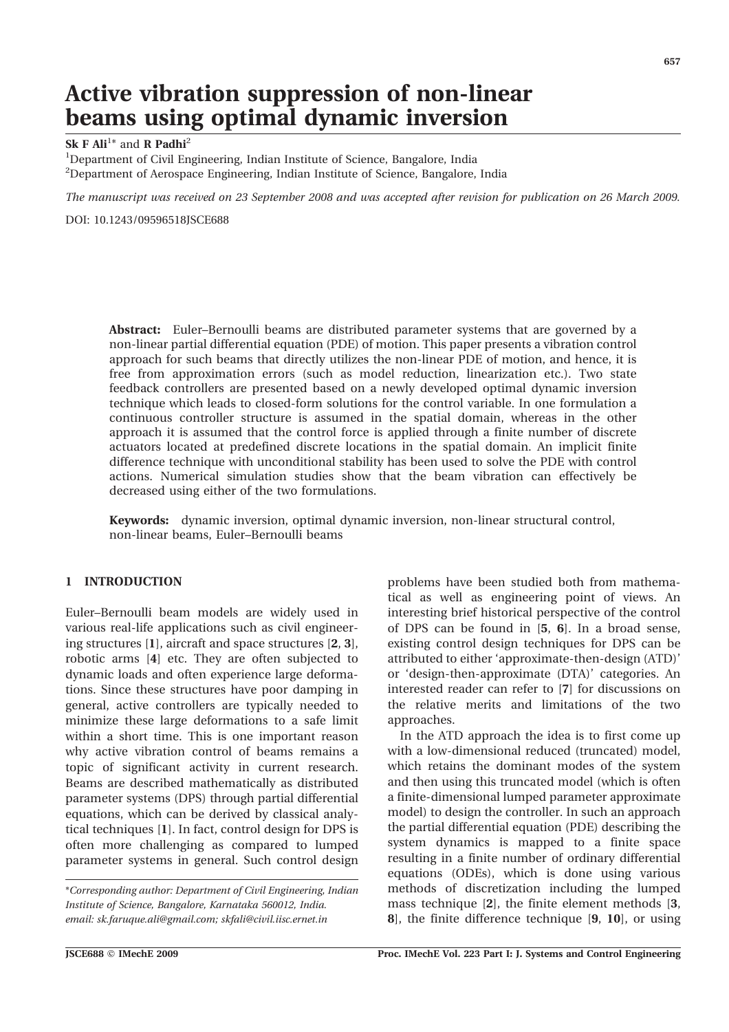# Active vibration suppression of non-linear beams using optimal dynamic inversion

**Sk F Ali**[1]* and **R Padhi**[2]

[1]Department of Civil Engineering, Indian Institute of Science, Bangalore, India
[2]Department of Aerospace Engineering, Indian Institute of Science, Bangalore, India

*The manuscript was received on 23 September 2008 and was accepted after revision for publication on 26 March 2009.*

DOI: 10.1243/09596518JSCE688

**Abstract:** Euler–Bernoulli beams are distributed parameter systems that are governed by a non-linear partial differential equation (PDE) of motion. This paper presents a vibration control approach for such beams that directly utilizes the non-linear PDE of motion, and hence, it is free from approximation errors (such as model reduction, linearization etc.). Two state feedback controllers are presented based on a newly developed optimal dynamic inversion technique which leads to closed-form solutions for the control variable. In one formulation a continuous controller structure is assumed in the spatial domain, whereas in the other approach it is assumed that the control force is applied through a finite number of discrete actuators located at predefined discrete locations in the spatial domain. An implicit finite difference technique with unconditional stability has been used to solve the PDE with control actions. Numerical simulation studies show that the beam vibration can effectively be decreased using either of the two formulations.

**Keywords:** dynamic inversion, optimal dynamic inversion, non-linear structural control, non-linear beams, Euler–Bernoulli beams

## 1 INTRODUCTION

Euler–Bernoulli beam models are widely used in various real-life applications such as civil engineering structures [**1**], aircraft and space structures [**2**, **3**], robotic arms [**4**] etc. They are often subjected to dynamic loads and often experience large deformations. Since these structures have poor damping in general, active controllers are typically needed to minimize these large deformations to a safe limit within a short time. This is one important reason why active vibration control of beams remains a topic of significant activity in current research. Beams are described mathematically as distributed parameter systems (DPS) through partial differential equations, which can be derived by classical analytical techniques [**1**]. In fact, control design for DPS is often more challenging as compared to lumped parameter systems in general. Such control design problems have been studied both from mathematical as well as engineering point of views. An interesting brief historical perspective of the control of DPS can be found in [**5**, **6**]. In a broad sense, existing control design techniques for DPS can be attributed to either 'approximate-then-design (ATD)' or 'design-then-approximate (DTA)' categories. An interested reader can refer to [**7**] for discussions on the relative merits and limitations of the two approaches.

In the ATD approach the idea is to first come up with a low-dimensional reduced (truncated) model, which retains the dominant modes of the system and then using this truncated model (which is often a finite-dimensional lumped parameter approximate model) to design the controller. In such an approach the partial differential equation (PDE) describing the system dynamics is mapped to a finite space resulting in a finite number of ordinary differential equations (ODEs), which is done using various methods of discretization including the lumped mass technique [**2**], the finite element methods [**3**, **8**], the finite difference technique [**9**, **10**], or using

*Corresponding author: Department of Civil Engineering, Indian Institute of Science, Bangalore, Karnataka 560012, India. email: sk.faruque.ali@gmail.com; skfali@civil.iisc.ernet.in*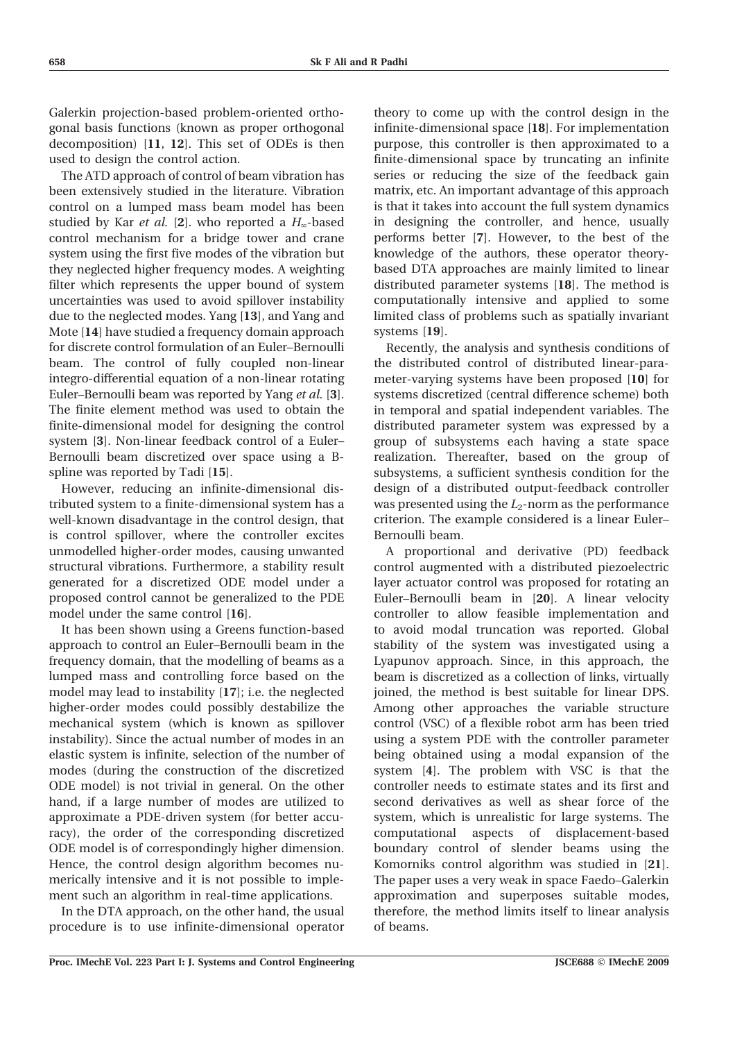Galerkin projection-based problem-oriented orthogonal basis functions (known as proper orthogonal decomposition) [**11**, **12**]. This set of ODEs is then used to design the control action.

The ATD approach of control of beam vibration has been extensively studied in the literature. Vibration control on a lumped mass beam model has been studied by Kar *et al.* [**2**]. who reported a $H_\infty$-based control mechanism for a bridge tower and crane system using the first five modes of the vibration but they neglected higher frequency modes. A weighting filter which represents the upper bound of system uncertainties was used to avoid spillover instability due to the neglected modes. Yang [**13**], and Yang and Mote [**14**] have studied a frequency domain approach for discrete control formulation of an Euler–Bernoulli beam. The control of fully coupled non-linear integro-differential equation of a non-linear rotating Euler–Bernoulli beam was reported by Yang *et al.* [**3**]. The finite element method was used to obtain the finite-dimensional model for designing the control system [**3**]. Non-linear feedback control of a Euler–Bernoulli beam discretized over space using a B-spline was reported by Tadi [**15**].

However, reducing an infinite-dimensional distributed system to a finite-dimensional system has a well-known disadvantage in the control design, that is control spillover, where the controller excites unmodelled higher-order modes, causing unwanted structural vibrations. Furthermore, a stability result generated for a discretized ODE model under a proposed control cannot be generalized to the PDE model under the same control [**16**].

It has been shown using a Greens function-based approach to control an Euler–Bernoulli beam in the frequency domain, that the modelling of beams as a lumped mass and controlling force based on the model may lead to instability [**17**]; i.e. the neglected higher-order modes could possibly destabilize the mechanical system (which is known as spillover instability). Since the actual number of modes in an elastic system is infinite, selection of the number of modes (during the construction of the discretized ODE model) is not trivial in general. On the other hand, if a large number of modes are utilized to approximate a PDE-driven system (for better accuracy), the order of the corresponding discretized ODE model is of correspondingly higher dimension. Hence, the control design algorithm becomes numerically intensive and it is not possible to implement such an algorithm in real-time applications.

In the DTA approach, on the other hand, the usual procedure is to use infinite-dimensional operator theory to come up with the control design in the infinite-dimensional space [**18**]. For implementation purpose, this controller is then approximated to a finite-dimensional space by truncating an infinite series or reducing the size of the feedback gain matrix, etc. An important advantage of this approach is that it takes into account the full system dynamics in designing the controller, and hence, usually performs better [**7**]. However, to the best of the knowledge of the authors, these operator theory-based DTA approaches are mainly limited to linear distributed parameter systems [**18**]. The method is computationally intensive and applied to some limited class of problems such as spatially invariant systems [**19**].

Recently, the analysis and synthesis conditions of the distributed control of distributed linear-parameter-varying systems have been proposed [**10**] for systems discretized (central difference scheme) both in temporal and spatial independent variables. The distributed parameter system was expressed by a group of subsystems each having a state space realization. Thereafter, based on the group of subsystems, a sufficient synthesis condition for the design of a distributed output-feedback controller was presented using the $L_2$-norm as the performance criterion. The example considered is a linear Euler–Bernoulli beam.

A proportional and derivative (PD) feedback control augmented with a distributed piezoelectric layer actuator control was proposed for rotating an Euler–Bernoulli beam in [**20**]. A linear velocity controller to allow feasible implementation and to avoid modal truncation was reported. Global stability of the system was investigated using a Lyapunov approach. Since, in this approach, the beam is discretized as a collection of links, virtually joined, the method is best suitable for linear DPS. Among other approaches the variable structure control (VSC) of a flexible robot arm has been tried using a system PDE with the controller parameter being obtained using a modal expansion of the system [**4**]. The problem with VSC is that the controller needs to estimate states and its first and second derivatives as well as shear force of the system, which is unrealistic for large systems. The computational aspects of displacement-based boundary control of slender beams using the Komorniks control algorithm was studied in [**21**]. The paper uses a very weak in space Faedo–Galerkin approximation and superposes suitable modes, therefore, the method limits itself to linear analysis of beams.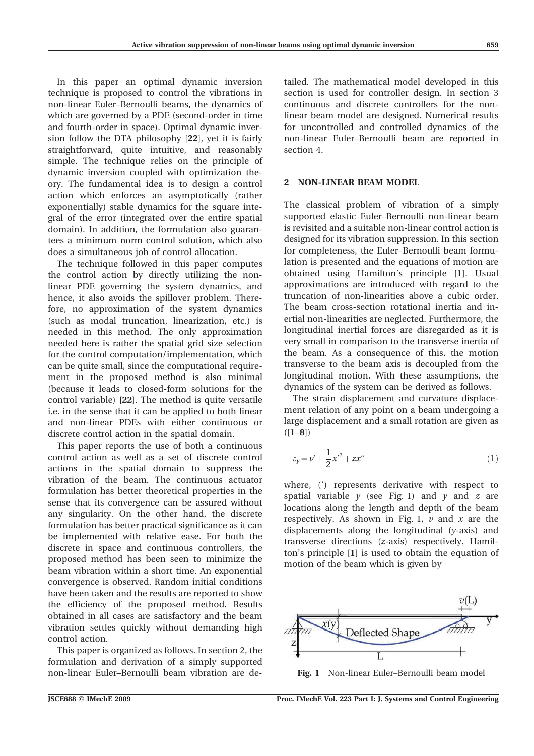In this paper an optimal dynamic inversion technique is proposed to control the vibrations in non-linear Euler–Bernoulli beams, the dynamics of which are governed by a PDE (second-order in time and fourth-order in space). Optimal dynamic inversion follow the DTA philosophy [**22**], yet it is fairly straightforward, quite intuitive, and reasonably simple. The technique relies on the principle of dynamic inversion coupled with optimization theory. The fundamental idea is to design a control action which enforces an asymptotically (rather exponentially) stable dynamics for the square integral of the error (integrated over the entire spatial domain). In addition, the formulation also guarantees a minimum norm control solution, which also does a simultaneous job of control allocation.

The technique followed in this paper computes the control action by directly utilizing the non-linear PDE governing the system dynamics, and hence, it also avoids the spillover problem. Therefore, no approximation of the system dynamics (such as modal truncation, linearization, etc.) is needed in this method. The only approximation needed here is rather the spatial grid size selection for the control computation/implementation, which can be quite small, since the computational requirement in the proposed method is also minimal (because it leads to closed-form solutions for the control variable) [**22**]. The method is quite versatile i.e. in the sense that it can be applied to both linear and non-linear PDEs with either continuous or discrete control action in the spatial domain.

This paper reports the use of both a continuous control action as well as a set of discrete control actions in the spatial domain to suppress the vibration of the beam. The continuous actuator formulation has better theoretical properties in the sense that its convergence can be assured without any singularity. On the other hand, the discrete formulation has better practical significance as it can be implemented with relative ease. For both the discrete in space and continuous controllers, the proposed method has been seen to minimize the beam vibration within a short time. An exponential convergence is observed. Random initial conditions have been taken and the results are reported to show the efficiency of the proposed method. Results obtained in all cases are satisfactory and the beam vibration settles quickly without demanding high control action.

This paper is organized as follows. In section 2, the formulation and derivation of a simply supported non-linear Euler–Bernoulli beam vibration are detailed. The mathematical model developed in this section is used for controller design. In section 3 continuous and discrete controllers for the non-linear beam model are designed. Numerical results for uncontrolled and controlled dynamics of the non-linear Euler–Bernoulli beam are reported in section 4.

## 2 NON-LINEAR BEAM MODEL

The classical problem of vibration of a simply supported elastic Euler–Bernoulli non-linear beam is revisited and a suitable non-linear control action is designed for its vibration suppression. In this section for completeness, the Euler–Bernoulli beam formulation is presented and the equations of motion are obtained using Hamilton's principle [**1**]. Usual approximations are introduced with regard to the truncation of non-linearities above a cubic order. The beam cross-section rotational inertia and inertial non-linearities are neglected. Furthermore, the longitudinal inertial forces are disregarded as it is very small in comparison to the transverse inertia of the beam. As a consequence of this, the motion transverse to the beam axis is decoupled from the longitudinal motion. With these assumptions, the dynamics of the system can be derived as follows.

The strain displacement and curvature displacement relation of any point on a beam undergoing a large displacement and a small rotation are given as ([**1–8**])

$$\varepsilon_y = v' + \frac{1}{2}x'^2 + zx'' \tag{1}$$

where, ($'$) represents derivative with respect to spatial variable $y$ (see Fig. 1) and $y$ and $z$ are locations along the length and depth of the beam respectively. As shown in Fig. 1, $v$ and $x$ are the displacements along the longitudinal ($y$-axis) and transverse directions ($z$-axis) respectively. Hamilton's principle [**1**] is used to obtain the equation of motion of the beam which is given by

$v(L)$
$x(y)$
Deflected Shape
y
z
L

**Fig. 1** Non-linear Euler–Bernoulli beam model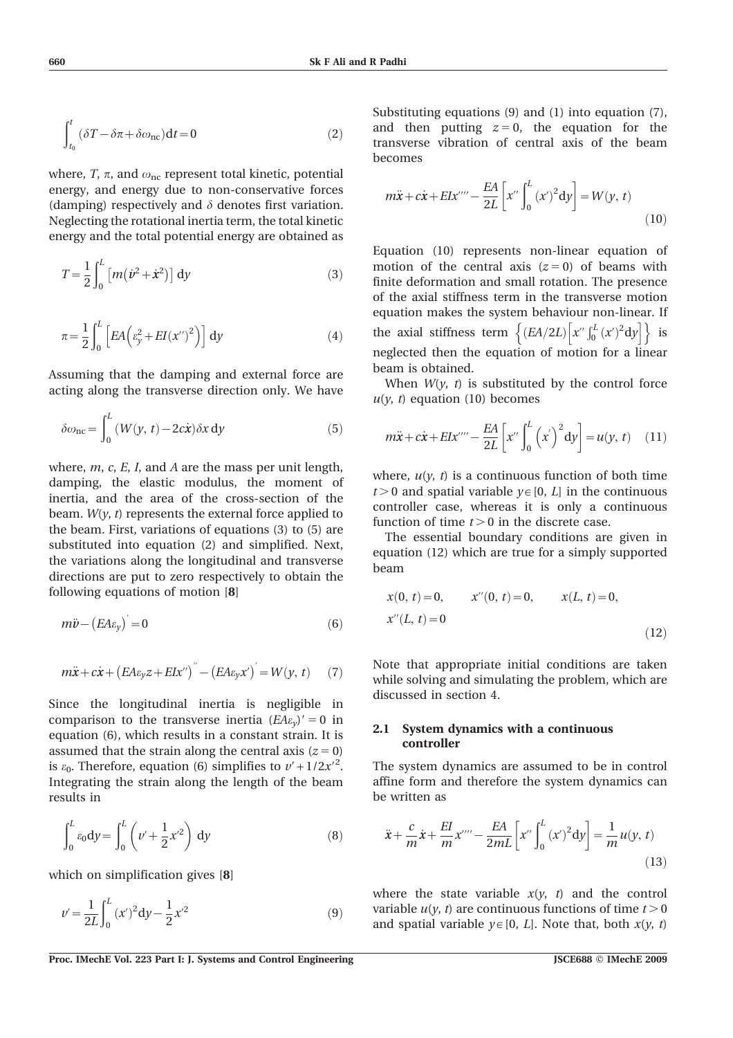$$\int_{t_0}^{t} (\delta T - \delta \pi + \delta \omega_{\rm nc}) {\rm d}t = 0 \tag{2}$$

where, $T$, $\pi$, and $\omega_{\rm nc}$ represent total kinetic, potential energy, and energy due to non-conservative forces (damping) respectively and $\delta$ denotes first variation. Neglecting the rotational inertia term, the total kinetic energy and the total potential energy are obtained as

$$T = \frac{1}{2}\int_0^L \left[ m\left(\dot{v}^2 + \dot{x}^2\right)\right] {\rm d}y \tag{3}$$

$$\pi = \frac{1}{2}\int_0^L \left[ EA\left(\varepsilon_y^2 + EI(x'')^2\right)\right] {\rm d}y \tag{4}$$

Assuming that the damping and external force are acting along the transverse direction only. We have

$$\delta \omega_{\rm nc} = \int_0^L (W(y, t) - 2c\dot{x})\delta x \, {\rm d}y \tag{5}$$

where, $m$, $c$, $E$, $I$, and $A$ are the mass per unit length, damping, the elastic modulus, the moment of inertia, and the area of the cross-section of the beam. $W(y, t)$ represents the external force applied to the beam. First, variations of equations (3) to (5) are substituted into equation (2) and simplified. Next, the variations along the longitudinal and transverse directions are put to zero respectively to obtain the following equations of motion [8]

$$m\ddot{v} - \left(EA\varepsilon_y\right)' = 0 \tag{6}$$

$$m\ddot{x} + c\dot{x} + \left(EA\varepsilon_y z + EIx''\right)'' - \left(EA\varepsilon_y x'\right)' = W(y, t) \tag{7}$$

Since the longitudinal inertia is negligible in comparison to the transverse inertia $(EA\varepsilon_y)' = 0$ in equation (6), which results in a constant strain. It is assumed that the strain along the central axis $(z = 0)$ is $\varepsilon_0$. Therefore, equation (6) simplifies to $v' + 1/2x'^2$. Integrating the strain along the length of the beam results in

$$\int_0^L \varepsilon_0 {\rm d}y = \int_0^L \left(v' + \frac{1}{2}x'^2\right) {\rm d}y \tag{8}$$

which on simplification gives [8]

$$v' = \frac{1}{2L}\int_0^L (x')^2 {\rm d}y - \frac{1}{2}x'^2 \tag{9}$$

Substituting equations (9) and (1) into equation (7), and then putting $z = 0$, the equation for the transverse vibration of central axis of the beam becomes

$$m\ddot{x} + c\dot{x} + EIx'''' - \frac{EA}{2L}\left[x''\int_0^L (x')^2 {\rm d}y\right] = W(y, t) \tag{10}$$

Equation (10) represents non-linear equation of motion of the central axis $(z = 0)$ of beams with finite deformation and small rotation. The presence of the axial stiffness term in the transverse motion equation makes the system behaviour non-linear. If the axial stiffness term $\left\{(EA/2L)\left[x''\int_0^L (x')^2 {\rm d}y\right]\right\}$ is neglected then the equation of motion for a linear beam is obtained.

When $W(y, t)$ is substituted by the control force $u(y, t)$ equation (10) becomes

$$m\ddot{x} + c\dot{x} + EIx'''' - \frac{EA}{2L}\left[x''\int_0^L \left(x'\right)^2 {\rm d}y\right] = u(y, t) \tag{11}$$

where, $u(y, t)$ is a continuous function of both time $t > 0$ and spatial variable $y \in [0, L]$ in the continuous controller case, whereas it is only a continuous function of time $t > 0$ in the discrete case.

The essential boundary conditions are given in equation (12) which are true for a simply supported beam

$$x(0, t) = 0, \qquad x''(0, t) = 0, \qquad x(L, t) = 0, \qquad x''(L, t) = 0 \tag{12}$$

Note that appropriate initial conditions are taken while solving and simulating the problem, which are discussed in section 4.

### 2.1 System dynamics with a continuous controller

The system dynamics are assumed to be in control affine form and therefore the system dynamics can be written as

$$\ddot{x} + \frac{c}{m}\dot{x} + \frac{EI}{m}x'''' - \frac{EA}{2mL}\left[x''\int_0^L (x')^2 {\rm d}y\right] = \frac{1}{m}u(y, t) \tag{13}$$

where the state variable $x(y, t)$ and the control variable $u(y, t)$ are continuous functions of time $t > 0$ and spatial variable $y \in [0, L]$. Note that, both $x(y, t)$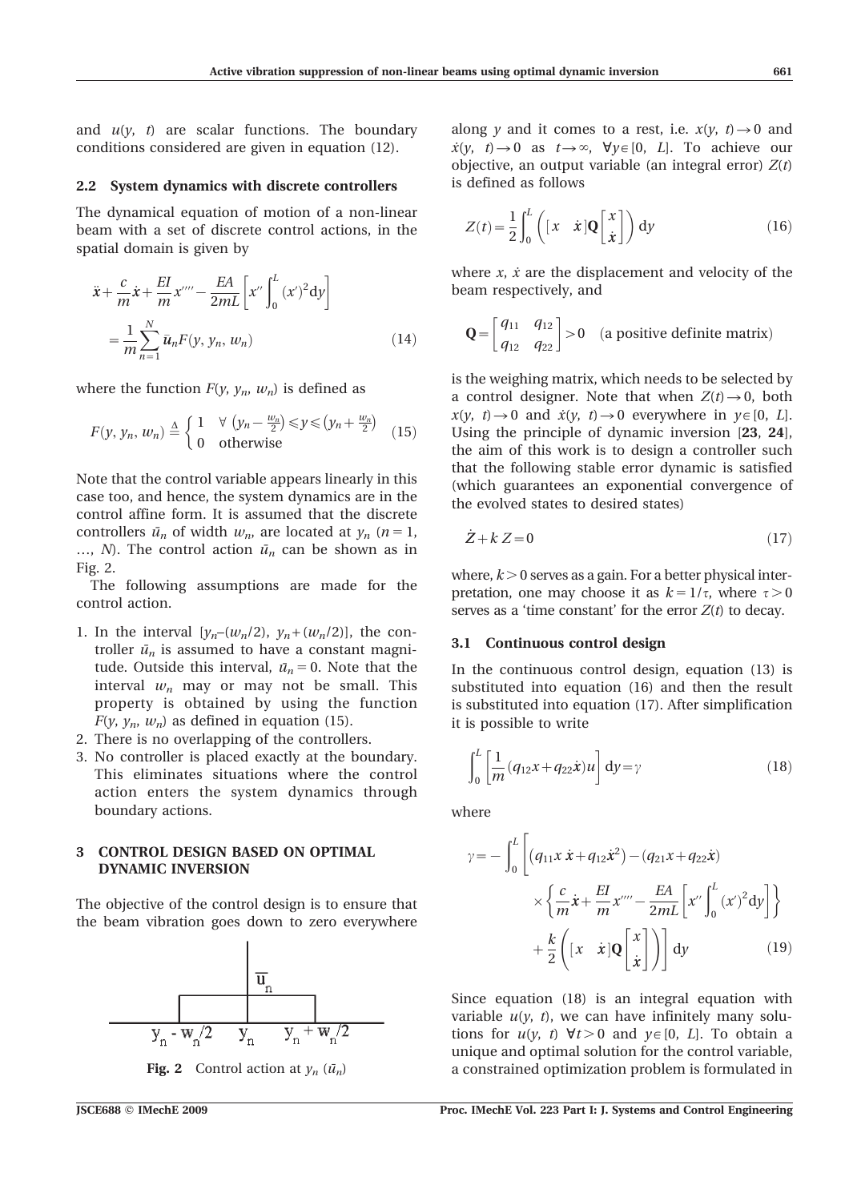and $u(y, t)$ are scalar functions. The boundary conditions considered are given in equation (12).

### 2.2 System dynamics with discrete controllers

The dynamical equation of motion of a non-linear beam with a set of discrete control actions, in the spatial domain is given by

$$\ddot{x}+\frac{c}{m}\dot{x}+\frac{EI}{m}x''''-\frac{EA}{2mL}\left[x''\int_0^L (x')^2\mathrm{d}y\right] = \frac{1}{m}\sum_{n=1}^{N}\bar{u}_n F(y, y_n, w_n) \tag{14}$$

where the function $F(y, y_n, w_n)$ is defined as

$$F(y, y_n, w_n) \triangleq \begin{cases} 1 & \forall\ \left(y_n-\frac{w_n}{2}\right)\leqslant y \leqslant \left(y_n+\frac{w_n}{2}\right) \\ 0 & \text{otherwise} \end{cases} \tag{15}$$

Note that the control variable appears linearly in this case too, and hence, the system dynamics are in the control affine form. It is assumed that the discrete controllers $\bar{u}_n$ of width $w_n$, are located at $y_n$ $(n = 1, \ldots, N)$. The control action $\bar{u}_n$ can be shown as in Fig. 2.

The following assumptions are made for the control action.

1. In the interval $[y_n-(w_n/2),\ y_n+(w_n/2)]$, the controller $\bar{u}_n$ is assumed to have a constant magnitude. Outside this interval, $\bar{u}_n = 0$. Note that the interval $w_n$ may or may not be small. This property is obtained by using the function $F(y, y_n, w_n)$ as defined in equation (15).
2. There is no overlapping of the controllers.
3. No controller is placed exactly at the boundary. This eliminates situations where the control action enters the system dynamics through boundary actions.

## 3 CONTROL DESIGN BASED ON OPTIMAL DYNAMIC INVERSION

The objective of the control design is to ensure that the beam vibration goes down to zero everywhere along $y$ and it comes to a rest, i.e. $x(y, t)\to 0$ and $\dot{x}(y, t)\to 0$ as $t\to\infty$, $\forall y\in[0, L]$. To achieve our objective, an output variable (an integral error) $Z(t)$ is defined as follows

Fig. 2 Control action at $y_n$ ($\bar{u}_n$)

$$Z(t)=\frac{1}{2}\int_0^L\left(\begin{bmatrix} x & \dot{x}\end{bmatrix}\mathbf{Q}\begin{bmatrix} x \\ \dot{x}\end{bmatrix}\right)\mathrm{d}y \tag{16}$$

where $x$, $\dot{x}$ are the displacement and velocity of the beam respectively, and

$$\mathbf{Q}=\begin{bmatrix} q_{11} & q_{12} \\ q_{12} & q_{22}\end{bmatrix} > 0 \quad \text{(a positive definite matrix)}$$

is the weighing matrix, which needs to be selected by a control designer. Note that when $Z(t)\to 0$, both $x(y, t)\to 0$ and $\dot{x}(y, t)\to 0$ everywhere in $y\in[0, L]$. Using the principle of dynamic inversion [23, 24], the aim of this work is to design a controller such that the following stable error dynamic is satisfied (which guarantees an exponential convergence of the evolved states to desired states)

$$\dot{Z}+k\,Z=0 \tag{17}$$

where, $k>0$ serves as a gain. For a better physical interpretation, one may choose it as $k=1/\tau$, where $\tau>0$ serves as a 'time constant' for the error $Z(t)$ to decay.

### 3.1 Continuous control design

In the continuous control design, equation (13) is substituted into equation (16) and then the result is substituted into equation (17). After simplification it is possible to write

$$\int_0^L\left[\frac{1}{m}(q_{12}x+q_{22}\dot{x})u\right]\mathrm{d}y=\gamma \tag{18}$$

where

$$\gamma=-\int_0^L\left[\left(q_{11}x\,\dot{x}+q_{12}\dot{x}^2\right)-(q_{21}x+q_{22}\dot{x}) \times\left\{\frac{c}{m}\dot{x}+\frac{EI}{m}x''''-\frac{EA}{2mL}\left[x''\int_0^L (x')^2\mathrm{d}y\right]\right\} +\frac{k}{2}\left(\begin{bmatrix} x & \dot{x}\end{bmatrix}\mathbf{Q}\begin{bmatrix} x \\ \dot{x}\end{bmatrix}\right)\right]\mathrm{d}y \tag{19}$$

Since equation (18) is an integral equation with variable $u(y, t)$, we can have infinitely many solutions for $u(y, t)$ $\forall t>0$ and $y\in[0, L]$. To obtain a unique and optimal solution for the control variable, a constrained optimization problem is formulated in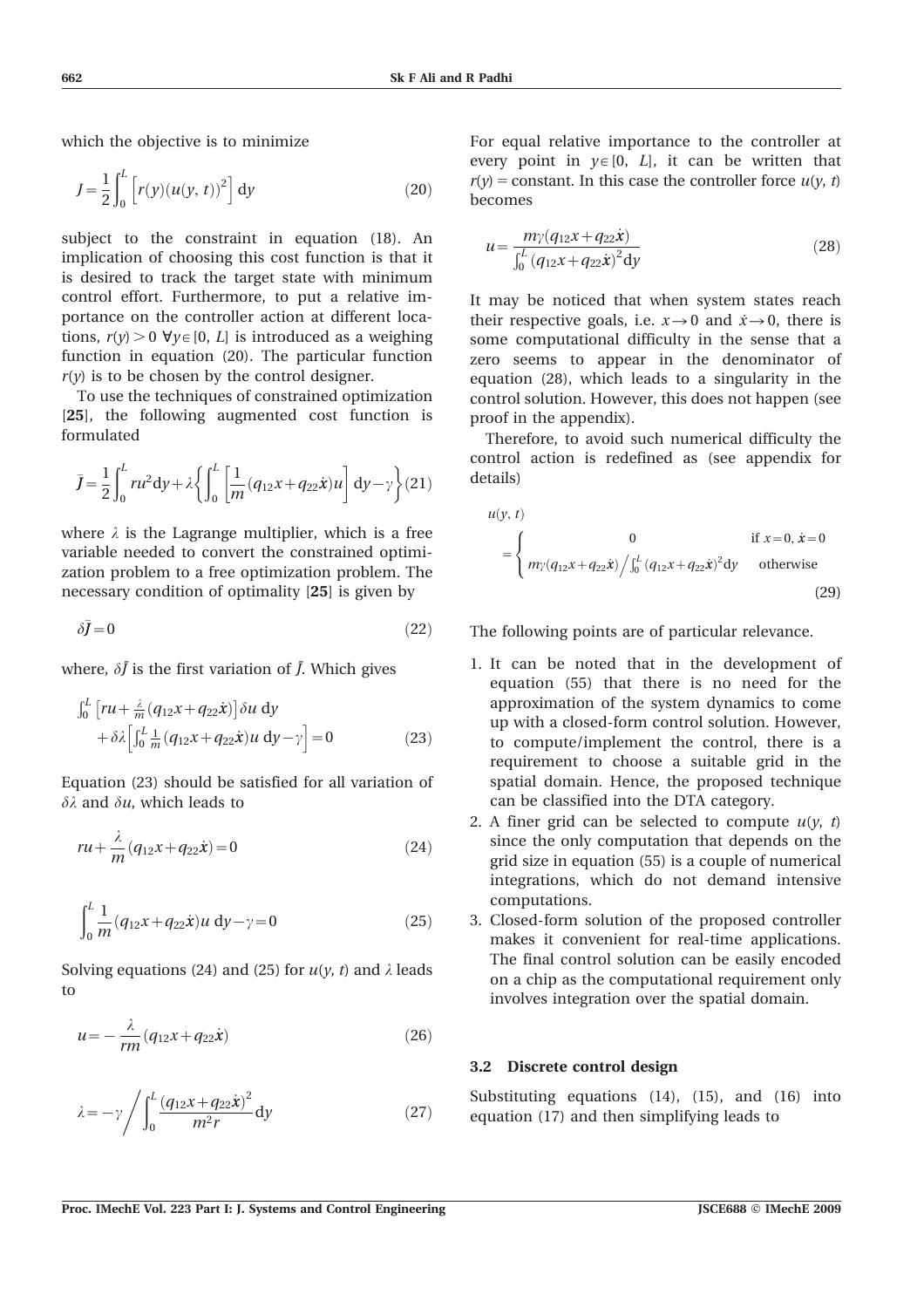which the objective is to minimize

$$J = \frac{1}{2}\int_0^L \left[ r(y)(u(y,\,t))^2 \right] \mathrm{d}y \tag{20}$$

subject to the constraint in equation (18). An implication of choosing this cost function is that it is desired to track the target state with minimum control effort. Furthermore, to put a relative importance on the controller action at different locations, $r(y) > 0\ \forall y \in [0,\, L]$ is introduced as a weighing function in equation (20). The particular function $r(y)$ is to be chosen by the control designer.

To use the techniques of constrained optimization [**25**], the following augmented cost function is formulated

$$\bar{J} = \frac{1}{2}\int_0^L ru^2 \mathrm{d}y + \lambda\left\{ \int_0^L \left[ \frac{1}{m}(q_{12}x + q_{22}\dot{x})u \right] \mathrm{d}y - \gamma \right\} \tag{21}$$

where $\lambda$ is the Lagrange multiplier, which is a free variable needed to convert the constrained optimization problem to a free optimization problem. The necessary condition of optimality [**25**] is given by

$$\delta\bar{J} = 0 \tag{22}$$

where, $\delta\bar{J}$ is the first variation of $\bar{J}$. Which gives

$$\int_0^L \left[ ru + \tfrac{\lambda}{m}(q_{12}x + q_{22}\dot{x}) \right] \delta u \,\mathrm{d}y + \delta\lambda\left[ \int_0^L \tfrac{1}{m}(q_{12}x + q_{22}\dot{x})u \,\mathrm{d}y - \gamma \right] = 0 \tag{23}$$

Equation (23) should be satisfied for all variation of $\delta\lambda$ and $\delta u$, which leads to

$$ru + \frac{\lambda}{m}(q_{12}x + q_{22}\dot{x}) = 0 \tag{24}$$

$$\int_0^L \frac{1}{m}(q_{12}x + q_{22}\dot{x})u \,\mathrm{d}y - \gamma = 0 \tag{25}$$

Solving equations (24) and (25) for $u(y,\,t)$ and $\lambda$ leads to

$$u = -\frac{\lambda}{rm}(q_{12}x + q_{22}\dot{x}) \tag{26}$$

$$\lambda = -\gamma \bigg/ \int_0^L \frac{(q_{12}x + q_{22}\dot{x})^2}{m^2 r} \mathrm{d}y \tag{27}$$

For equal relative importance to the controller at every point in $y \in [0,\, L]$, it can be written that $r(y)$ = constant. In this case the controller force $u(y,\,t)$ becomes

$$u = \frac{m\gamma(q_{12}x + q_{22}\dot{x})}{\int_0^L (q_{12}x + q_{22}\dot{x})^2 \mathrm{d}y} \tag{28}$$

It may be noticed that when system states reach their respective goals, i.e. $x \to 0$ and $\dot{x} \to 0$, there is some computational difficulty in the sense that a zero seems to appear in the denominator of equation (28), which leads to a singularity in the control solution. However, this does not happen (see proof in the appendix).

Therefore, to avoid such numerical difficulty the control action is redefined as (see appendix for details)

$$u(y,\,t) = \begin{cases} 0 & \text{if } x = 0,\ \dot{x} = 0 \\ m\gamma(q_{12}x + q_{22}\dot{x}) \Big/ \int_0^L (q_{12}x + q_{22}\dot{x})^2 \mathrm{d}y & \text{otherwise} \end{cases} \tag{29}$$

The following points are of particular relevance.

1. It can be noted that in the development of equation (55) that there is no need for the approximation of the system dynamics to come up with a closed-form control solution. However, to compute/implement the control, there is a requirement to choose a suitable grid in the spatial domain. Hence, the proposed technique can be classified into the DTA category.
2. A finer grid can be selected to compute $u(y,\,t)$ since the only computation that depends on the grid size in equation (55) is a couple of numerical integrations, which do not demand intensive computations.
3. Closed-form solution of the proposed controller makes it convenient for real-time applications. The final control solution can be easily encoded on a chip as the computational requirement only involves integration over the spatial domain.

### 3.2 Discrete control design

Substituting equations (14), (15), and (16) into equation (17) and then simplifying leads to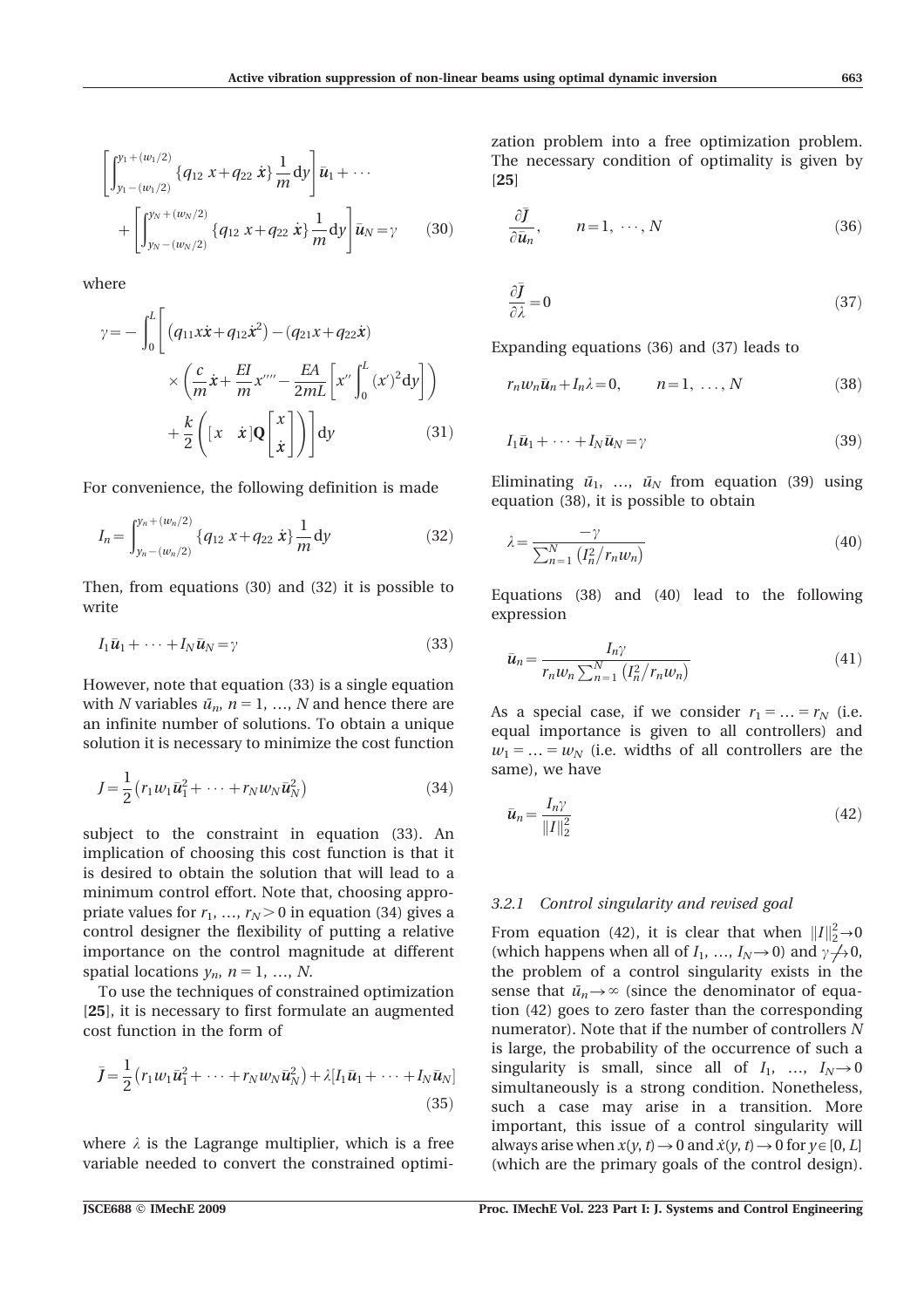$$\left[\int_{y_1-(w_1/2)}^{y_1+(w_1/2)} \{q_{12}\, x + q_{22}\, \dot{x}\} \frac{1}{m} \mathrm{d}y\right] \bar{u}_1 + \cdots + \left[\int_{y_N-(w_N/2)}^{y_N+(w_N/2)} \{q_{12}\, x + q_{22}\, \dot{x}\} \frac{1}{m} \mathrm{d}y\right] \bar{u}_N = \gamma \qquad (30)$$

where

$$\gamma = -\int_0^L \left[ \left(q_{11} x\dot{x} + q_{12}\dot{x}^2\right) - \left(q_{21}x + q_{22}\dot{x}\right) \times \left( \frac{c}{m}\dot{x} + \frac{EI}{m}x'''' - \frac{EA}{2mL}\left[x'' \int_0^L (x')^2 \mathrm{d}y\right]\right) + \frac{k}{2}\left( [x \quad \dot{x}]\mathbf{Q}\begin{bmatrix} x \\ \dot{x} \end{bmatrix}\right)\right] \mathrm{d}y \qquad (31)$$

For convenience, the following definition is made

$$I_n = \int_{y_n-(w_n/2)}^{y_n+(w_n/2)} \{q_{12}\, x + q_{22}\, \dot{x}\} \frac{1}{m} \mathrm{d}y \qquad (32)$$

Then, from equations (30) and (32) it is possible to write

$$I_1\bar{u}_1 + \cdots + I_N\bar{u}_N = \gamma \qquad (33)$$

However, note that equation (33) is a single equation with $N$ variables $\bar{u}_n$, $n = 1, \ldots, N$ and hence there are an infinite number of solutions. To obtain a unique solution it is necessary to minimize the cost function

$$J = \frac{1}{2}\left(r_1 w_1 \bar{u}_1^2 + \cdots + r_N w_N \bar{u}_N^2\right) \qquad (34)$$

subject to the constraint in equation (33). An implication of choosing this cost function is that it is desired to obtain the solution that will lead to a minimum control effort. Note that, choosing appropriate values for $r_1, \ldots, r_N > 0$ in equation (34) gives a control designer the flexibility of putting a relative importance on the control magnitude at different spatial locations $y_n$, $n = 1, \ldots, N$.

To use the techniques of constrained optimization [**25**], it is necessary to first formulate an augmented cost function in the form of

$$\bar{J} = \frac{1}{2}\left(r_1 w_1 \bar{u}_1^2 + \cdots + r_N w_N \bar{u}_N^2\right) + \lambda\left[I_1\bar{u}_1 + \cdots + I_N\bar{u}_N\right] \qquad (35)$$

where $\lambda$ is the Lagrange multiplier, which is a free variable needed to convert the constrained optimization problem into a free optimization problem. The necessary condition of optimality is given by [**25**]

$$\frac{\partial \bar{J}}{\partial \bar{u}_n}, \qquad n = 1, \cdots, N \qquad (36)$$

$$\frac{\partial \bar{J}}{\partial \lambda} = 0 \qquad (37)$$

Expanding equations (36) and (37) leads to

$$r_n w_n \bar{u}_n + I_n\lambda = 0, \qquad n = 1, \ldots, N \qquad (38)$$

$$I_1\bar{u}_1 + \cdots + I_N\bar{u}_N = \gamma \qquad (39)$$

Eliminating $\bar{u}_1, \ldots, \bar{u}_N$ from equation (39) using equation (38), it is possible to obtain

$$\lambda = \frac{-\gamma}{\sum_{n=1}^N \left(I_n^2/r_n w_n\right)} \qquad (40)$$

Equations (38) and (40) lead to the following expression

$$\bar{u}_n = \frac{I_n\gamma}{r_n w_n \sum_{n=1}^N \left(I_n^2/r_n w_n\right)} \qquad (41)$$

As a special case, if we consider $r_1 = \ldots = r_N$ (i.e. equal importance is given to all controllers) and $w_1 = \ldots = w_N$ (i.e. widths of all controllers are the same), we have

$$\bar{u}_n = \frac{I_n\gamma}{\|I\|_2^2} \qquad (42)$$

### 3.2.1 Control singularity and revised goal

From equation (42), it is clear that when $\|I\|_2^2 \to 0$ (which happens when all of $I_1, \ldots, I_N \to 0$) and $\gamma \not\to 0$, the problem of a control singularity exists in the sense that $\bar{u}_n \to \infty$ (since the denominator of equation (42) goes to zero faster than the corresponding numerator). Note that if the number of controllers $N$ is large, the probability of the occurrence of such a singularity is small, since all of $I_1, \ldots, I_N \to 0$ simultaneously is a strong condition. Nonetheless, such a case may arise in a transition. More important, this issue of a control singularity will always arise when $x(y, t) \to 0$ and $\dot{x}(y, t) \to 0$ for $y \in [0, L]$ (which are the primary goals of the control design).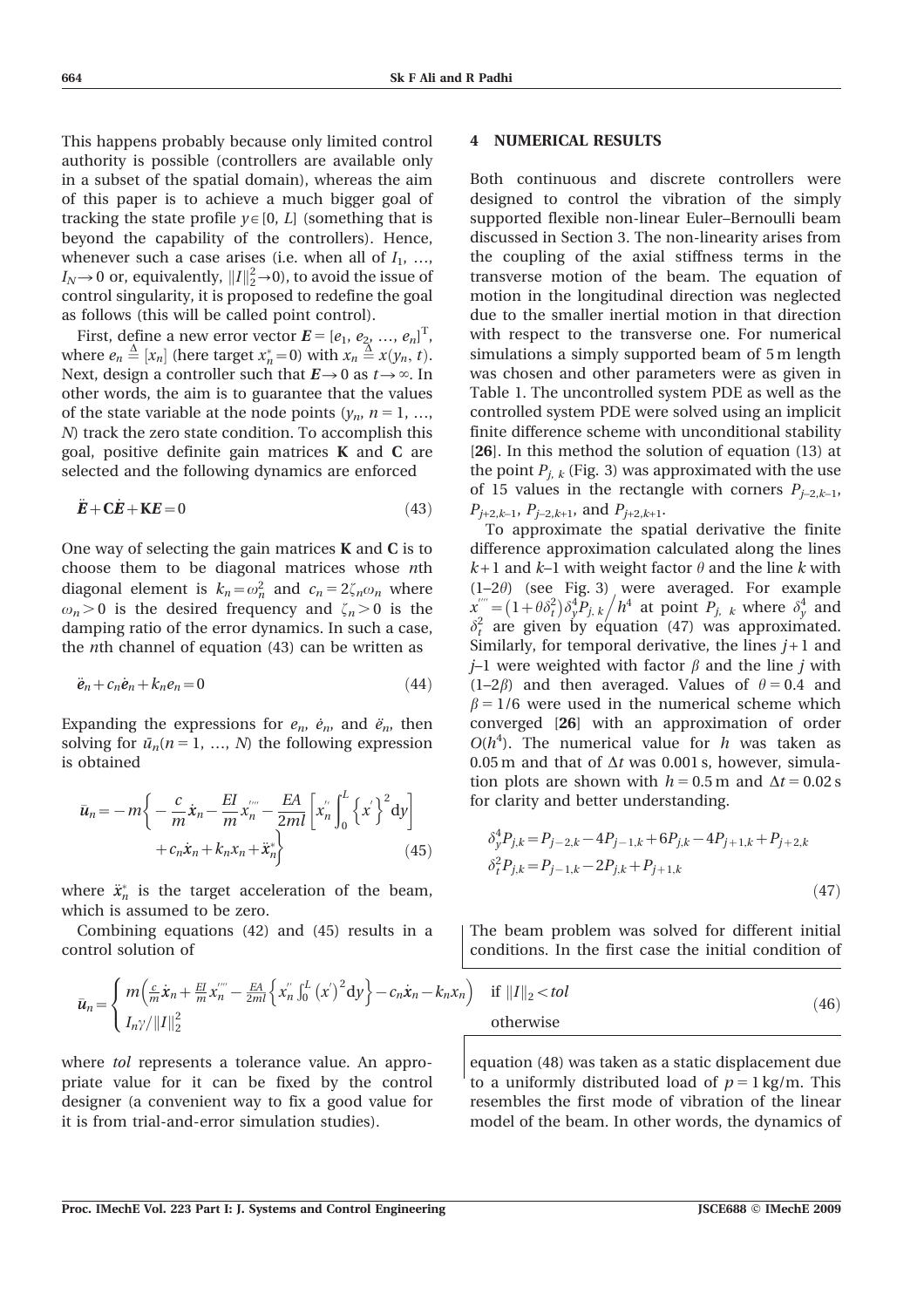This happens probably because only limited control authority is possible (controllers are available only in a subset of the spatial domain), whereas the aim of this paper is to achieve a much bigger goal of tracking the state profile $y \in [0, L]$ (something that is beyond the capability of the controllers). Hence, whenever such a case arises (i.e. when all of $I_1, \ldots, I_N \to 0$ or, equivalently, $\|I\|_2^2 \to 0$), to avoid the issue of control singularity, it is proposed to redefine the goal as follows (this will be called point control).

First, define a new error vector $\boldsymbol{E} = [e_1, e_2, \ldots, e_n]^{\mathrm{T}}$, where $e_n \triangleq [x_n]$ (here target $x_n^* = 0$) with $x_n \triangleq x(y_n, t)$. Next, design a controller such that $\boldsymbol{E} \to 0$ as $t \to \infty$. In other words, the aim is to guarantee that the values of the state variable at the node points ($y_n$, $n = 1, \ldots, N$) track the zero state condition. To accomplish this goal, positive definite gain matrices $\mathbf{K}$ and $\mathbf{C}$ are selected and the following dynamics are enforced

$$\ddot{\boldsymbol{E}} + \mathbf{C}\dot{\boldsymbol{E}} + \mathbf{K}\boldsymbol{E} = 0 \tag{43}$$

One way of selecting the gain matrices $\mathbf{K}$ and $\mathbf{C}$ is to choose them to be diagonal matrices whose $n$th diagonal element is $k_n = \omega_n^2$ and $c_n = 2\zeta_n\omega_n$ where $\omega_n > 0$ is the desired frequency and $\zeta_n > 0$ is the damping ratio of the error dynamics. In such a case, the $n$th channel of equation (43) can be written as

$$\ddot{e}_n + c_n\dot{e}_n + k_n e_n = 0 \tag{44}$$

Expanding the expressions for $e_n$, $\dot{e}_n$, and $\ddot{e}_n$, then solving for $\bar{u}_n (n = 1, \ldots, N)$ the following expression is obtained

$$\bar{u}_n = -m\left\{ -\frac{c}{m}\dot{x}_n - \frac{EI}{m}x_n^{''''} - \frac{EA}{2ml}\left[x_n^{''}\int_0^L \left\{x^{'}\right\}^2 \mathrm{d}y\right] + c_n\dot{x}_n + k_n x_n + \ddot{x}_n^* \right\} \tag{45}$$

where $\ddot{x}_n^*$ is the target acceleration of the beam, which is assumed to be zero.

Combining equations (42) and (45) results in a control solution of

$$\bar{u}_n = \begin{cases} m\left(\frac{c}{m}\dot{x}_n + \frac{EI}{m}x_n^{''''} - \frac{EA}{2ml}\left\{x_n^{''}\int_0^L \left(x^{'}\right)^2 \mathrm{d}y\right\} - c_n\dot{x}_n - k_n x_n\right) & \text{if } \|I\|_2 < tol \\ I_n\gamma/\|I\|_2^2 & \text{otherwise} \end{cases} \tag{46}$$

where *tol* represents a tolerance value. An appropriate value for it can be fixed by the control designer (a convenient way to fix a good value for it is from trial-and-error simulation studies).

## 4 NUMERICAL RESULTS

Both continuous and discrete controllers were designed to control the vibration of the simply supported flexible non-linear Euler–Bernoulli beam discussed in Section 3. The non-linearity arises from the coupling of the axial stiffness terms in the transverse motion of the beam. The equation of motion in the longitudinal direction was neglected due to the smaller inertial motion in that direction with respect to the transverse one. For numerical simulations a simply supported beam of 5 m length was chosen and other parameters were as given in Table 1. The uncontrolled system PDE as well as the controlled system PDE were solved using an implicit finite difference scheme with unconditional stability [**26**]. In this method the solution of equation (13) at the point $P_{j,k}$ (Fig. 3) was approximated with the use of 15 values in the rectangle with corners $P_{j-2,k-1}$, $P_{j+2,k-1}$, $P_{j-2,k+1}$, and $P_{j+2,k+1}$.

To approximate the spatial derivative the finite difference approximation calculated along the lines $k+1$ and $k$–1 with weight factor $\theta$ and the line $k$ with (1–2$\theta$) (see Fig. 3) were averaged. For example $x^{''''} = \left(1 + \theta\delta_t^2\right)\delta_y^4 P_{j,k}\big/h^4$ at point $P_{j,k}$ where $\delta_y^4$ and $\delta_t^2$ are given by equation (47) was approximated. Similarly, for temporal derivative, the lines $j+1$ and $j$–1 were weighted with factor $\beta$ and the line $j$ with (1–2$\beta$) and then averaged. Values of $\theta = 0.4$ and $\beta = 1/6$ were used in the numerical scheme which converged [**26**] with an approximation of order $O(h^4)$. The numerical value for $h$ was taken as 0.05 m and that of $\Delta t$ was 0.001 s, however, simulation plots are shown with $h = 0.5$ m and $\Delta t = 0.02$ s for clarity and better understanding.

$$\begin{aligned} \delta_y^4 P_{j,k} &= P_{j-2,k} - 4P_{j-1,k} + 6P_{j,k} - 4P_{j+1,k} + P_{j+2,k} \\ \delta_t^2 P_{j,k} &= P_{j-1,k} - 2P_{j,k} + P_{j+1,k} \end{aligned} \tag{47}$$

The beam problem was solved for different initial conditions. In the first case the initial condition of equation (48) was taken as a static displacement due to a uniformly distributed load of $p = 1$ kg/m. This resembles the first mode of vibration of the linear model of the beam. In other words, the dynamics of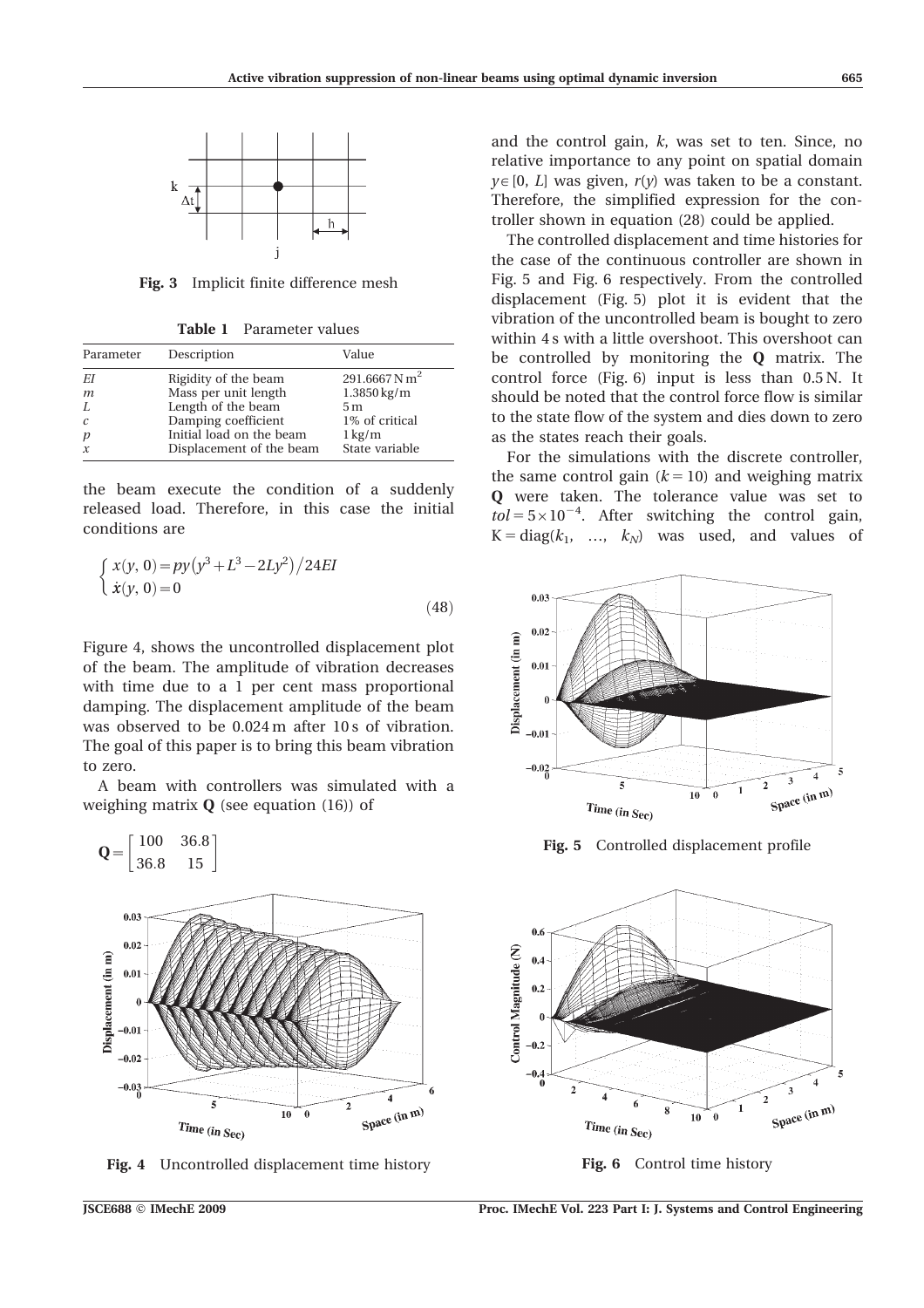Fig. 3 Implicit finite difference mesh

**Table 1** Parameter values

| Parameter | Description | Value |
|---|---|---|
| $EI$ | Rigidity of the beam | $291.6667\,\mathrm{N\,m^2}$ |
| $m$ | Mass per unit length | $1.3850\,\mathrm{kg/m}$ |
| $L$ | Length of the beam | 5 m |
| $c$ | Damping coefficient | 1% of critical |
| $p$ | Initial load on the beam | 1 kg/m |
| $x$ | Displacement of the beam | State variable |

the beam execute the condition of a suddenly released load. Therefore, in this case the initial conditions are

$$\begin{cases} x(y,0) = py\left(y^3 + L^3 - 2Ly^2\right)/24EI \\ \dot{x}(y,0) = 0 \end{cases} \tag{48}$$

Figure 4, shows the uncontrolled displacement plot of the beam. The amplitude of vibration decreases with time due to a 1 per cent mass proportional damping. The displacement amplitude of the beam was observed to be 0.024 m after 10 s of vibration. The goal of this paper is to bring this beam vibration to zero.

A beam with controllers was simulated with a weighing matrix $\mathbf{Q}$ (see equation (16)) of

$$\mathbf{Q} = \begin{bmatrix} 100 & 36.8 \\ 36.8 & 15 \end{bmatrix}$$

Fig. 4 Uncontrolled displacement time history

and the control gain, $k$, was set to ten. Since, no relative importance to any point on spatial domain $y \in [0, L]$ was given, $r(y)$ was taken to be a constant. Therefore, the simplified expression for the controller shown in equation (28) could be applied.

The controlled displacement and time histories for the case of the continuous controller are shown in Fig. 5 and Fig. 6 respectively. From the controlled displacement (Fig. 5) plot it is evident that the vibration of the uncontrolled beam is bought to zero within 4 s with a little overshoot. This overshoot can be controlled by monitoring the $\mathbf{Q}$ matrix. The control force (Fig. 6) input is less than 0.5 N. It should be noted that the control force flow is similar to the state flow of the system and dies down to zero as the states reach their goals.

For the simulations with the discrete controller, the same control gain ($k = 10$) and weighing matrix $\mathbf{Q}$ were taken. The tolerance value was set to $tol = 5 \times 10^{-4}$. After switching the control gain, $\mathrm{K} = \mathrm{diag}(k_1, \ldots, k_N)$ was used, and values of

Fig. 5 Controlled displacement profile

Fig. 6 Control time history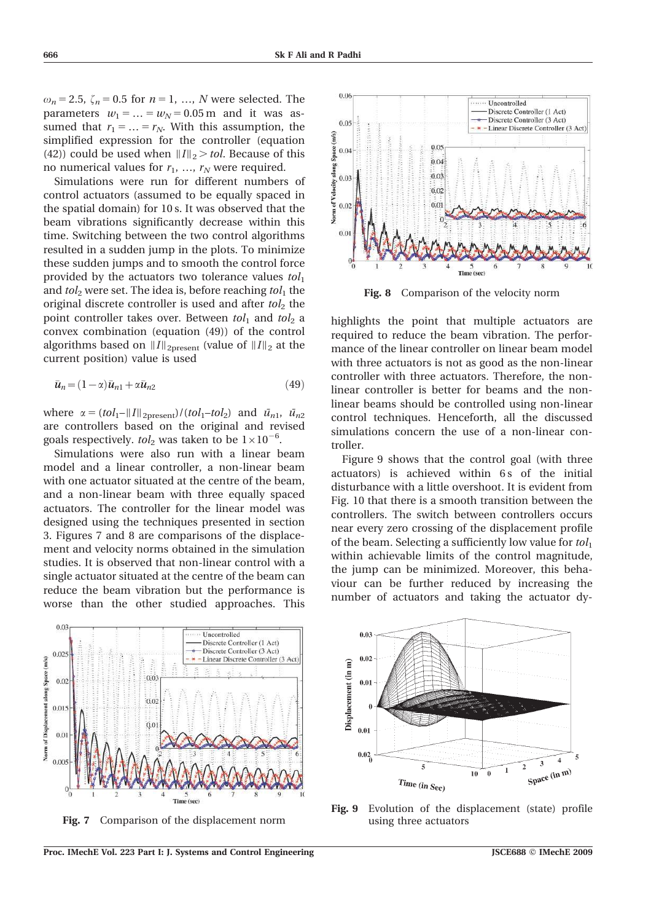$\omega_n = 2.5$, $\zeta_n = 0.5$ for $n = 1, \ldots, N$ were selected. The parameters $w_1 = \ldots = w_N = 0.05\,\text{m}$ and it was assumed that $r_1 = \ldots = r_N$. With this assumption, the simplified expression for the controller (equation (42)) could be used when $\|I\|_2 > tol$. Because of this no numerical values for $r_1, \ldots, r_N$ were required.

Simulations were run for different numbers of control actuators (assumed to be equally spaced in the spatial domain) for 10 s. It was observed that the beam vibrations significantly decrease within this time. Switching between the two control algorithms resulted in a sudden jump in the plots. To minimize these sudden jumps and to smooth the control force provided by the actuators two tolerance values $tol_1$ and $tol_2$ were set. The idea is, before reaching $tol_1$ the original discrete controller is used and after $tol_2$ the point controller takes over. Between $tol_1$ and $tol_2$ a convex combination (equation (49)) of the control algorithms based on $\|I\|_{2\text{present}}$ (value of $\|I\|_2$ at the current position) value is used

$$\bar{u}_n = (1-\alpha)\bar{u}_{n1} + \alpha\bar{u}_{n2} \tag{49}$$

where $\alpha = (tol_1 - \|I\|_{2\text{present}})/(tol_1 - tol_2)$ and $\bar{u}_{n1}$, $\bar{u}_{n2}$ are controllers based on the original and revised goals respectively. $tol_2$ was taken to be $1 \times 10^{-6}$.

Simulations were also run with a linear beam model and a linear controller, a non-linear beam with one actuator situated at the centre of the beam, and a non-linear beam with three equally spaced actuators. The controller for the linear model was designed using the techniques presented in section 3. Figures 7 and 8 are comparisons of the displacement and velocity norms obtained in the simulation studies. It is observed that non-linear control with a single actuator situated at the centre of the beam can reduce the beam vibration but the performance is worse than the other studied approaches. This highlights the point that multiple actuators are required to reduce the beam vibration. The performance of the linear controller on linear beam model with three actuators is not as good as the non-linear controller with three actuators. Therefore, the non-linear controller is better for beams and the non-linear beams should be controlled using non-linear control techniques. Henceforth, all the discussed simulations concern the use of a non-linear controller.

Figure 9 shows that the control goal (with three actuators) is achieved within 6 s of the initial disturbance with a little overshoot. It is evident from Fig. 10 that there is a smooth transition between the controllers. The switch between controllers occurs near every zero crossing of the displacement profile of the beam. Selecting a sufficiently low value for $tol_1$ within achievable limits of the control magnitude, the jump can be minimized. Moreover, this behaviour can be further reduced by increasing the number of actuators and taking the actuator dy-

**Fig. 7** Comparison of the displacement norm

**Fig. 8** Comparison of the velocity norm

**Fig. 9** Evolution of the displacement (state) profile using three actuators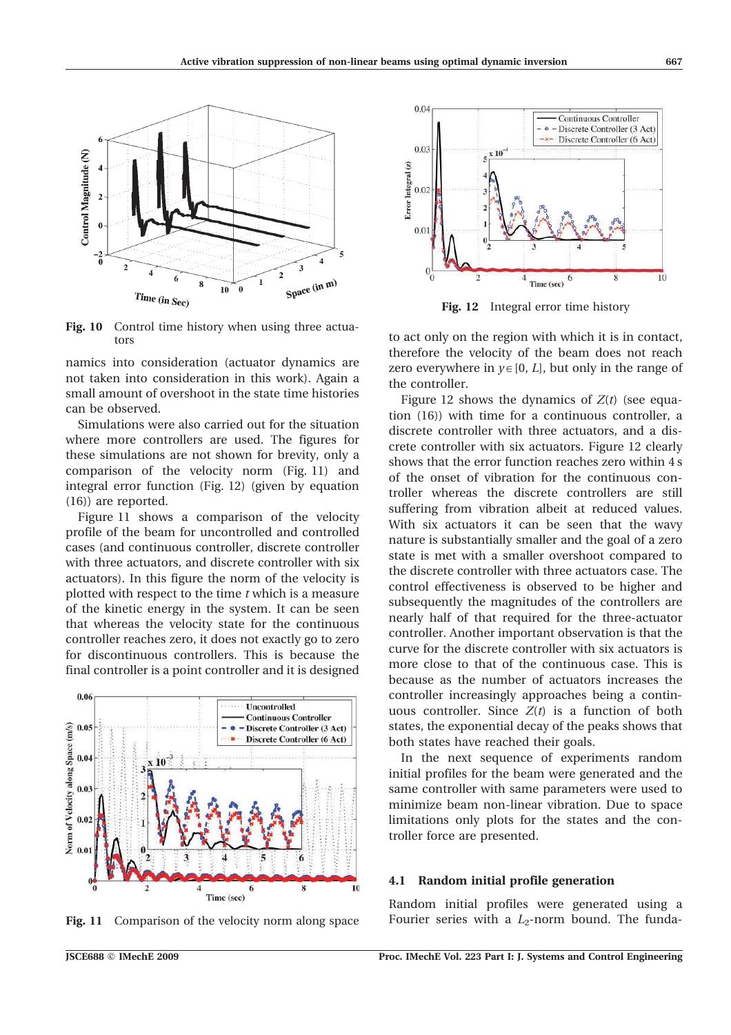Fig. 10 Control time history when using three actuators

namics into consideration (actuator dynamics are not taken into consideration in this work). Again a small amount of overshoot in the state time histories can be observed.

Simulations were also carried out for the situation where more controllers are used. The figures for these simulations are not shown for brevity, only a comparison of the velocity norm (Fig. 11) and integral error function (Fig. 12) (given by equation (16)) are reported.

Figure 11 shows a comparison of the velocity profile of the beam for uncontrolled and controlled cases (and continuous controller, discrete controller with three actuators, and discrete controller with six actuators). In this figure the norm of the velocity is plotted with respect to the time $t$ which is a measure of the kinetic energy in the system. It can be seen that whereas the velocity state for the continuous controller reaches zero, it does not exactly go to zero for discontinuous controllers. This is because the final controller is a point controller and it is designed to act only on the region with which it is in contact, therefore the velocity of the beam does not reach zero everywhere in $y \in [0, L]$, but only in the range of the controller.

Fig. 11 Comparison of the velocity norm along space

Fig. 12 Integral error time history

Figure 12 shows the dynamics of $Z(t)$ (see equation (16)) with time for a continuous controller, a discrete controller with three actuators, and a discrete controller with six actuators. Figure 12 clearly shows that the error function reaches zero within 4 s of the onset of vibration for the continuous controller whereas the discrete controllers are still suffering from vibration albeit at reduced values. With six actuators it can be seen that the wavy nature is substantially smaller and the goal of a zero state is met with a smaller overshoot compared to the discrete controller with three actuators case. The control effectiveness is observed to be higher and subsequently the magnitudes of the controllers are nearly half of that required for the three-actuator controller. Another important observation is that the curve for the discrete controller with six actuators is more close to that of the continuous case. This is because as the number of actuators increases the controller increasingly approaches being a continuous controller. Since $Z(t)$ is a function of both states, the exponential decay of the peaks shows that both states have reached their goals.

In the next sequence of experiments random initial profiles for the beam were generated and the same controller with same parameters were used to minimize beam non-linear vibration. Due to space limitations only plots for the states and the controller force are presented.

### 4.1 Random initial profile generation

Random initial profiles were generated using a Fourier series with a $L_2$-norm bound. The funda-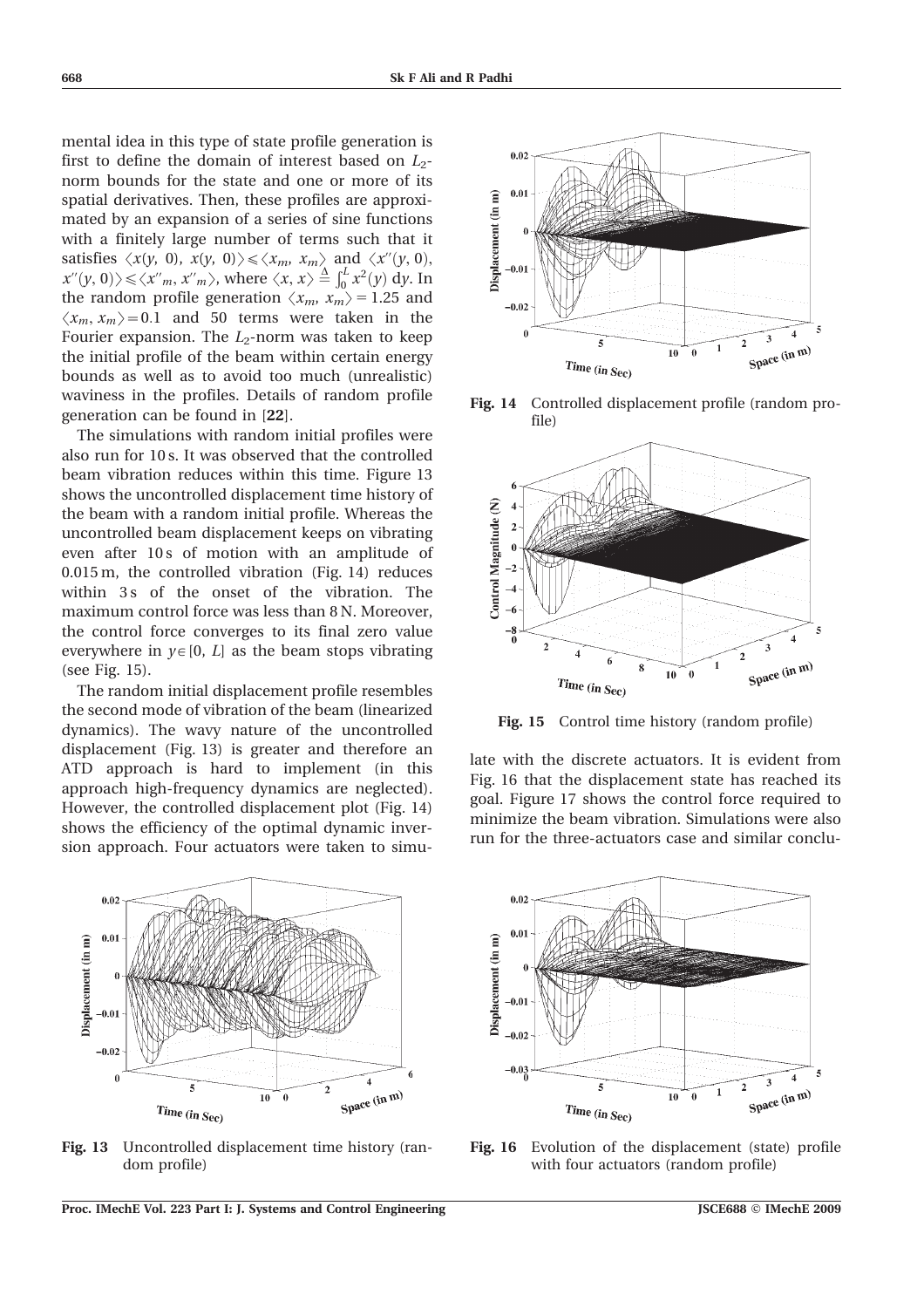mental idea in this type of state profile generation is first to define the domain of interest based on $L_2$-norm bounds for the state and one or more of its spatial derivatives. Then, these profiles are approximated by an expansion of a series of sine functions with a finitely large number of terms such that it satisfies $\langle x(y,0), x(y,0)\rangle \leqslant \langle x_m, x_m\rangle$ and $\langle x''(y,0), x''(y,0)\rangle \leqslant \langle x''_m, x''_m\rangle$, where $\langle x, x\rangle \overset{\Delta}{=} \int_0^L x^2(y)\,\mathrm{d}y$. In the random profile generation $\langle x_m, x_m\rangle = 1.25$ and $\langle x_m, x_m\rangle = 0.1$ and 50 terms were taken in the Fourier expansion. The $L_2$-norm was taken to keep the initial profile of the beam within certain energy bounds as well as to avoid too much (unrealistic) waviness in the profiles. Details of random profile generation can be found in [**22**].

The simulations with random initial profiles were also run for 10 s. It was observed that the controlled beam vibration reduces within this time. Figure 13 shows the uncontrolled displacement time history of the beam with a random initial profile. Whereas the uncontrolled beam displacement keeps on vibrating even after 10 s of motion with an amplitude of 0.015 m, the controlled vibration (Fig. 14) reduces within 3 s of the onset of the vibration. The maximum control force was less than 8 N. Moreover, the control force converges to its final zero value everywhere in $y \in [0, L]$ as the beam stops vibrating (see Fig. 15).

The random initial displacement profile resembles the second mode of vibration of the beam (linearized dynamics). The wavy nature of the uncontrolled displacement (Fig. 13) is greater and therefore an ATD approach is hard to implement (in this approach high-frequency dynamics are neglected). However, the controlled displacement plot (Fig. 14) shows the efficiency of the optimal dynamic inversion approach. Four actuators were taken to simulate with the discrete actuators. It is evident from Fig. 16 that the displacement state has reached its goal. Figure 17 shows the control force required to minimize the beam vibration. Simulations were also run for the three-actuators case and similar conclu-

**Fig. 14** Controlled displacement profile (random profile)

**Fig. 15** Control time history (random profile)

**Fig. 13** Uncontrolled displacement time history (random profile)

**Fig. 16** Evolution of the displacement (state) profile with four actuators (random profile)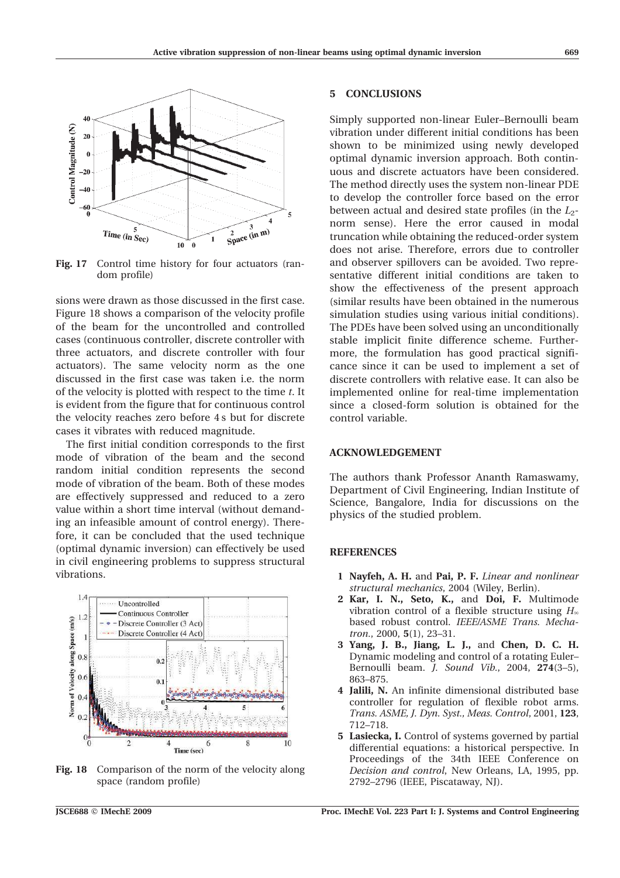Control Magnitude (N)

40

20

0

−20

−40

−60

0

5

10

Time (in Sec)

0

1

2

3

4

5

Space (in m)

Fig. 17 Control time history for four actuators (random profile)

sions were drawn as those discussed in the first case. Figure 18 shows a comparison of the velocity profile of the beam for the uncontrolled and controlled cases (continuous controller, discrete controller with three actuators, and discrete controller with four actuators). The same velocity norm as the one discussed in the first case was taken i.e. the norm of the velocity is plotted with respect to the time $t$. It is evident from the figure that for continuous control the velocity reaches zero before 4 s but for discrete cases it vibrates with reduced magnitude.

The first initial condition corresponds to the first mode of vibration of the beam and the second random initial condition represents the second mode of vibration of the beam. Both of these modes are effectively suppressed and reduced to a zero value within a short time interval (without demanding an infeasible amount of control energy). Therefore, it can be concluded that the used technique (optimal dynamic inversion) can effectively be used in civil engineering problems to suppress structural vibrations.

Norm of Velocity along Space (m/s)

1.4

1.2

1

0.8

0.6

0.4

0.2

0

Time (sec)

0

2

4

6

8

10

Uncontrolled

Continuous Controller

Discrete Controller (3 Act)

Discrete Controller (4 Act)

0.2

0.1

0

3

4

5

6

Fig. 18 Comparison of the norm of the velocity along space (random profile)

## 5 CONCLUSIONS

Simply supported non-linear Euler–Bernoulli beam vibration under different initial conditions has been shown to be minimized using newly developed optimal dynamic inversion approach. Both continuous and discrete actuators have been considered. The method directly uses the system non-linear PDE to develop the controller force based on the error between actual and desired state profiles (in the $L_2$-norm sense). Here the error caused in modal truncation while obtaining the reduced-order system does not arise. Therefore, errors due to controller and observer spillovers can be avoided. Two representative different initial conditions are taken to show the effectiveness of the present approach (similar results have been obtained in the numerous simulation studies using various initial conditions). The PDEs have been solved using an unconditionally stable implicit finite difference scheme. Furthermore, the formulation has good practical significance since it can be used to implement a set of discrete controllers with relative ease. It can also be implemented online for real-time implementation since a closed-form solution is obtained for the control variable.

## ACKNOWLEDGEMENT

The authors thank Professor Ananth Ramaswamy, Department of Civil Engineering, Indian Institute of Science, Bangalore, India for discussions on the physics of the studied problem.

## REFERENCES

1 **Nayfeh, A. H.** and **Pai, P. F.** *Linear and nonlinear structural mechanics*, 2004 (Wiley, Berlin).

2 **Kar, I. N., Seto, K.,** and **Doi, F.** Multimode vibration control of a flexible structure using $H_\infty$ based robust control. *IEEE/ASME Trans. Mechatron.*, 2000, **5**(1), 23–31.

3 **Yang, J. B., Jiang, L. J.,** and **Chen, D. C. H.** Dynamic modeling and control of a rotating Euler–Bernoulli beam. *J. Sound Vib.*, 2004, **274**(3–5), 863–875.

4 **Jalili, N.** An infinite dimensional distributed base controller for regulation of flexible robot arms. *Trans. ASME, J. Dyn. Syst., Meas. Control*, 2001, **123**, 712–718.

5 **Lasiecka, I.** Control of systems governed by partial differential equations: a historical perspective. In Proceedings of the 34th IEEE Conference on *Decision and control*, New Orleans, LA, 1995, pp. 2792–2796 (IEEE, Piscataway, NJ).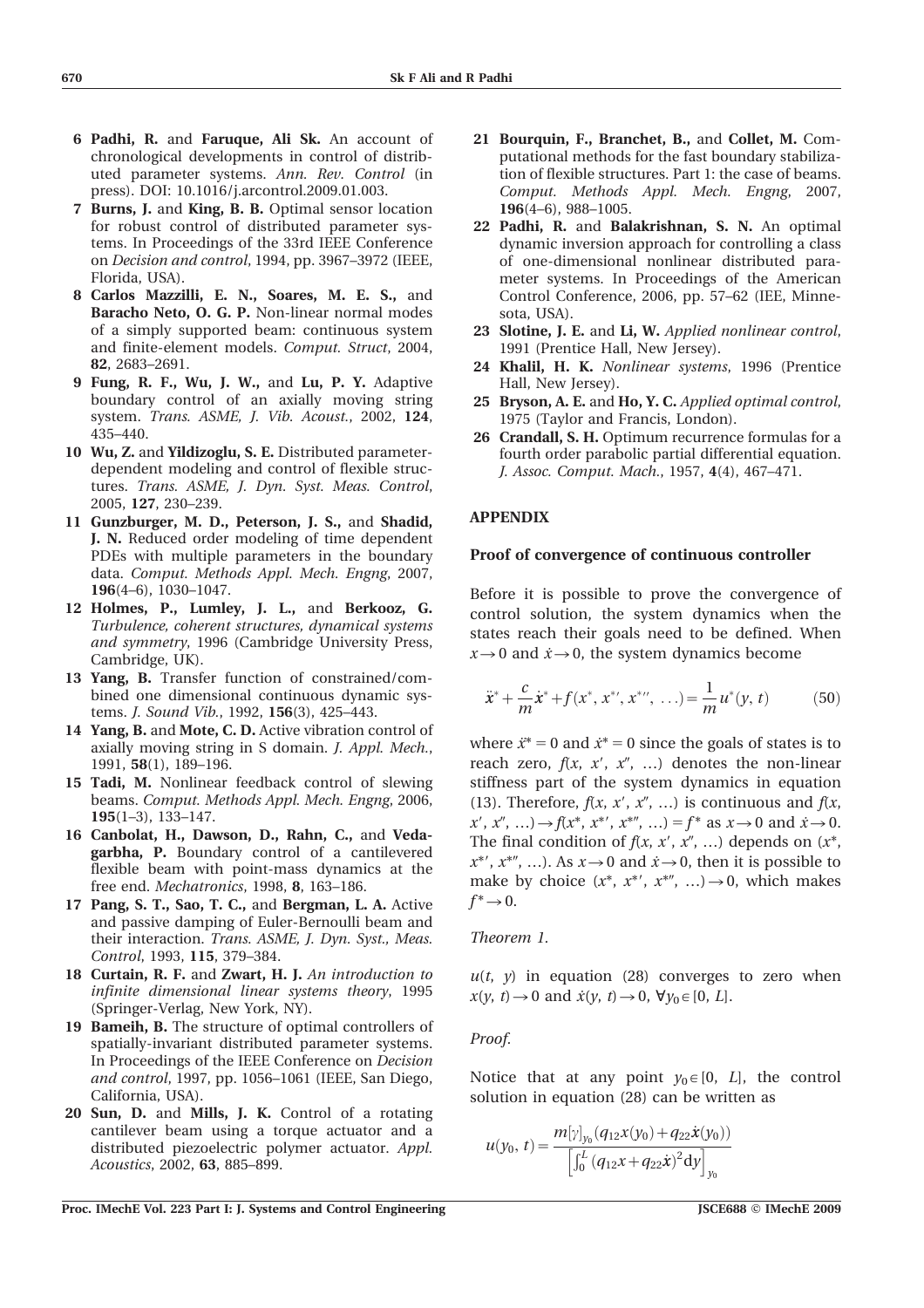6 **Padhi, R.** and **Faruque, Ali Sk.** An account of chronological developments in control of distributed parameter systems. *Ann. Rev. Control* (in press). DOI: 10.1016/j.arcontrol.2009.01.003.

7 **Burns, J.** and **King, B. B.** Optimal sensor location for robust control of distributed parameter systems. In Proceedings of the 33rd IEEE Conference on *Decision and control*, 1994, pp. 3967–3972 (IEEE, Florida, USA).

8 **Carlos Mazzilli, E. N., Soares, M. E. S.,** and **Baracho Neto, O. G. P.** Non-linear normal modes of a simply supported beam: continuous system and finite-element models. *Comput. Struct*, 2004, **82**, 2683–2691.

9 **Fung, R. F., Wu, J. W.,** and **Lu, P. Y.** Adaptive boundary control of an axially moving string system. *Trans. ASME, J. Vib. Acoust.*, 2002, **124**, 435–440.

10 **Wu, Z.** and **Yildizoglu, S. E.** Distributed parameter-dependent modeling and control of flexible structures. *Trans. ASME, J. Dyn. Syst. Meas. Control*, 2005, **127**, 230–239.

11 **Gunzburger, M. D., Peterson, J. S.,** and **Shadid, J. N.** Reduced order modeling of time dependent PDEs with multiple parameters in the boundary data. *Comput. Methods Appl. Mech. Engng*, 2007, **196**(4–6), 1030–1047.

12 **Holmes, P., Lumley, J. L.,** and **Berkooz, G.** *Turbulence, coherent structures, dynamical systems and symmetry*, 1996 (Cambridge University Press, Cambridge, UK).

13 **Yang, B.** Transfer function of constrained/combined one dimensional continuous dynamic systems. *J. Sound Vib.*, 1992, **156**(3), 425–443.

14 **Yang, B.** and **Mote, C. D.** Active vibration control of axially moving string in S domain. *J. Appl. Mech.*, 1991, **58**(1), 189–196.

15 **Tadi, M.** Nonlinear feedback control of slewing beams. *Comput. Methods Appl. Mech. Engng*, 2006, **195**(1–3), 133–147.

16 **Canbolat, H., Dawson, D., Rahn, C.,** and **Vedagarbha, P.** Boundary control of a cantilevered flexible beam with point-mass dynamics at the free end. *Mechatronics*, 1998, **8**, 163–186.

17 **Pang, S. T., Sao, T. C.,** and **Bergman, L. A.** Active and passive damping of Euler-Bernoulli beam and their interaction. *Trans. ASME, J. Dyn. Syst., Meas. Control*, 1993, **115**, 379–384.

18 **Curtain, R. F.** and **Zwart, H. J.** *An introduction to infinite dimensional linear systems theory*, 1995 (Springer-Verlag, New York, NY).

19 **Bameih, B.** The structure of optimal controllers of spatially-invariant distributed parameter systems. In Proceedings of the IEEE Conference on *Decision and control*, 1997, pp. 1056–1061 (IEEE, San Diego, California, USA).

20 **Sun, D.** and **Mills, J. K.** Control of a rotating cantilever beam using a torque actuator and a distributed piezoelectric polymer actuator. *Appl. Acoustics*, 2002, **63**, 885–899.

21 **Bourquin, F., Branchet, B.,** and **Collet, M.** Computational methods for the fast boundary stabilization of flexible structures. Part 1: the case of beams. *Comput. Methods Appl. Mech. Engng*, 2007, **196**(4–6), 988–1005.

22 **Padhi, R.** and **Balakrishnan, S. N.** An optimal dynamic inversion approach for controlling a class of one-dimensional nonlinear distributed parameter systems. In Proceedings of the American Control Conference, 2006, pp. 57–62 (IEE, Minnesota, USA).

23 **Slotine, J. E.** and **Li, W.** *Applied nonlinear control*, 1991 (Prentice Hall, New Jersey).

24 **Khalil, H. K.** *Nonlinear systems*, 1996 (Prentice Hall, New Jersey).

25 **Bryson, A. E.** and **Ho, Y. C.** *Applied optimal control*, 1975 (Taylor and Francis, London).

26 **Crandall, S. H.** Optimum recurrence formulas for a fourth order parabolic partial differential equation. *J. Assoc. Comput. Mach.*, 1957, **4**(4), 467–471.

## APPENDIX

### Proof of convergence of continuous controller

Before it is possible to prove the convergence of control solution, the system dynamics when the states reach their goals need to be defined. When $x \to 0$ and $\dot{x} \to 0$, the system dynamics become

$$\ddot{x}^* + \frac{c}{m}\dot{x}^* + f(x^*, x^{*\prime}, x^{*\prime\prime}, \ldots) = \frac{1}{m}u^*(y, t) \tag{50}$$

where $\ddot{x}^* = 0$ and $\dot{x}^* = 0$ since the goals of states is to reach zero, $f(x, x', x'', \ldots)$ denotes the non-linear stiffness part of the system dynamics in equation (13). Therefore, $f(x, x', x'', \ldots)$ is continuous and $f(x, x', x'', \ldots) \to f(x^*, x^{*\prime}, x^{*\prime\prime}, \ldots) = f^*$ as $x \to 0$ and $\dot{x} \to 0$. The final condition of $f(x, x', x'', \ldots)$ depends on $(x^*, x^{*\prime}, x^{*\prime\prime}, \ldots)$. As $x \to 0$ and $\dot{x} \to 0$, then it is possible to make by choice $(x^*, x^{*\prime}, x^{*\prime\prime}, \ldots) \to 0$, which makes $f^* \to 0$.

*Theorem 1.*

$u(t, y)$ in equation (28) converges to zero when $x(y, t) \to 0$ and $\dot{x}(y, t) \to 0$, $\forall y_0 \in [0, L]$.

*Proof.*

Notice that at any point $y_0 \in [0, L]$, the control solution in equation (28) can be written as

$$u(y_0, t) = \frac{m[\gamma]_{y_0}(q_{12}x(y_0) + q_{22}\dot{x}(y_0))}{\left[\int_0^L (q_{12}x + q_{22}\dot{x})^2 \mathrm{d}y\right]_{y_0}}$$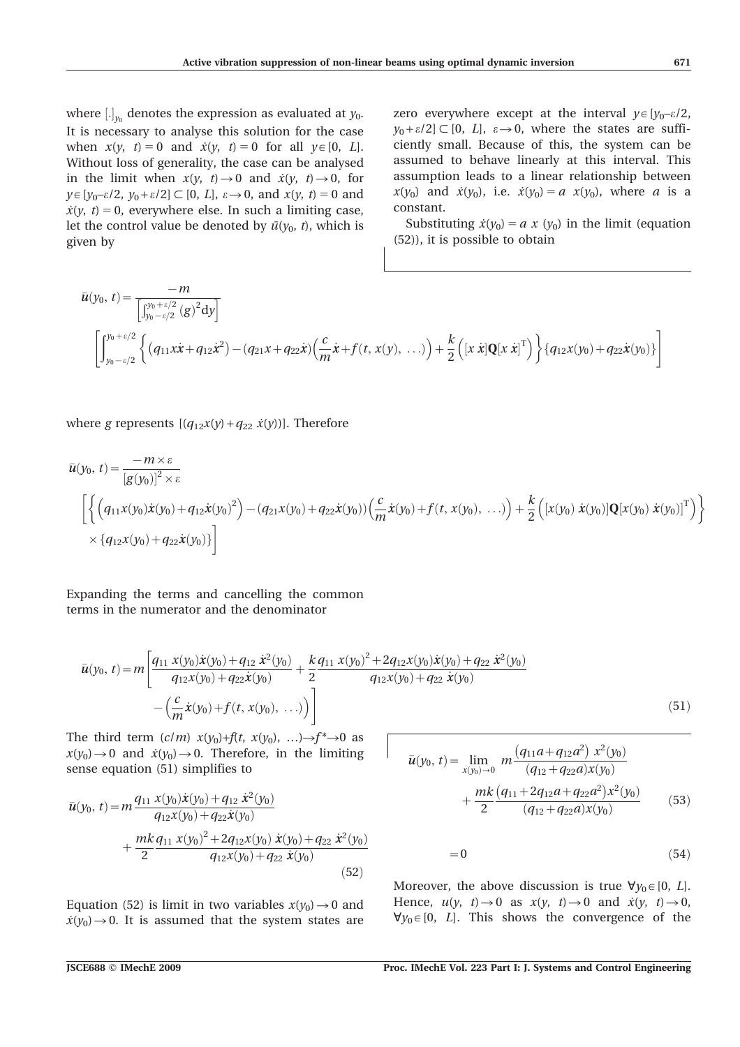where $[.]_{y_0}$ denotes the expression as evaluated at $y_0$. It is necessary to analyse this solution for the case when $x(y,\ t) = 0$ and $\dot{x}(y,\ t) = 0$ for all $y \in [0,\ L]$. Without loss of generality, the case can be analysed in the limit when $x(y,\ t) \to 0$ and $\dot{x}(y,\ t) \to 0$, for $y \in [y_0 - \varepsilon/2,\ y_0 + \varepsilon/2] \subset [0,\ L]$, $\varepsilon \to 0$, and $x(y,\ t) = 0$ and $\dot{x}(y,\ t) = 0$, everywhere else. In such a limiting case, let the control value be denoted by $\bar{u}(y_0,\ t)$, which is given by

$$
\bar{u}(y_0,\ t) = \frac{-m}{\left[\int_{y_0-\varepsilon/2}^{y_0+\varepsilon/2} (g)^2 \mathrm{d}y\right]} \left[\int_{y_0-\varepsilon/2}^{y_0+\varepsilon/2} \left\{ \left(q_{11} x\dot{x} + q_{12}\dot{x}^2\right) - (q_{21}x + q_{22}\dot{x})\left(\frac{c}{m}\dot{x} + f(t,\ x(y),\ \ldots)\right) + \frac{k}{2}\left([x\ \dot{x}]\mathbf{Q}[x\ \dot{x}]^{\mathrm{T}}\right) \right\} \{q_{12}x(y_0) + q_{22}\dot{x}(y_0)\}\right]
$$

where $g$ represents $[(q_{12}x(y) + q_{22}\ \dot{x}(y))]$. Therefore

$$
\begin{aligned}
\bar{u}(y_0,\ t) = \frac{-m \times \varepsilon}{[g(y_0)]^2 \times \varepsilon} & \left[ \left\{ \left(q_{11}x(y_0)\dot{x}(y_0) + q_{12}\dot{x}(y_0)^2\right) - (q_{21}x(y_0) + q_{22}\dot{x}(y_0))\left(\frac{c}{m}\dot{x}(y_0) + f(t,\ x(y_0),\ \ldots)\right) + \frac{k}{2}\left([x(y_0)\ \dot{x}(y_0)]\mathbf{Q}[x(y_0)\ \dot{x}(y_0)]^{\mathrm{T}}\right) \right\} \right. \\
& \left. \times \{q_{12}x(y_0) + q_{22}\dot{x}(y_0)\} \right]
\end{aligned}
$$

Expanding the terms and cancelling the common terms in the numerator and the denominator

$$
\begin{aligned}
\bar{u}(y_0,\ t) = m & \left[ \frac{q_{11}\ x(y_0)\dot{x}(y_0) + q_{12}\ \dot{x}^2(y_0)}{q_{12}x(y_0) + q_{22}\dot{x}(y_0)} + \frac{k}{2}\frac{q_{11}\ x(y_0)^2 + 2q_{12}x(y_0)\dot{x}(y_0) + q_{22}\ \dot{x}^2(y_0)}{q_{12}x(y_0) + q_{22}\ \dot{x}(y_0)} \right. \\
& \left. - \left(\frac{c}{m}\dot{x}(y_0) + f(t,\ x(y_0),\ \ldots)\right) \right]
\end{aligned} \tag{51}
$$

The third term $(c/m)\ x(y_0) + f(t,\ x(y_0),\ \ldots) \to f^* \to 0$ as $x(y_0) \to 0$ and $\dot{x}(y_0) \to 0$. Therefore, in the limiting sense equation (51) simplifies to

$$
\begin{aligned}
\bar{u}(y_0,\ t) = & m\frac{q_{11}\ x(y_0)\dot{x}(y_0) + q_{12}\ \dot{x}^2(y_0)}{q_{12}x(y_0) + q_{22}\dot{x}(y_0)} \\
& + \frac{mk}{2}\frac{q_{11}\ x(y_0)^2 + 2q_{12}x(y_0)\ \dot{x}(y_0) + q_{22}\ \dot{x}^2(y_0)}{q_{12}x(y_0) + q_{22}\ \dot{x}(y_0)}
\end{aligned} \tag{52}
$$

Equation (52) is limit in two variables $x(y_0) \to 0$ and $\dot{x}(y_0) \to 0$. It is assumed that the system states are zero everywhere except at the interval $y \in [y_0 - \varepsilon/2,\ y_0 + \varepsilon/2] \subset [0,\ L]$, $\varepsilon \to 0$, where the states are sufficiently small. Because of this, the system can be assumed to behave linearly at this interval. This assumption leads to a linear relationship between $x(y_0)$ and $\dot{x}(y_0)$, i.e. $\dot{x}(y_0) = a\ x(y_0)$, where $a$ is a constant.

Substituting $\dot{x}(y_0) = a\ x\ (y_0)$ in the limit (equation (52)), it is possible to obtain

$$
\begin{aligned}
\bar{u}(y_0,\ t) = & \lim_{x(y_0)\to 0}\ m\frac{\left(q_{11}a + q_{12}a^2\right)\ x^2(y_0)}{(q_{12} + q_{22}a)x(y_0)} \\
& + \frac{mk}{2}\frac{\left(q_{11} + 2q_{12}a + q_{22}a^2\right)x^2(y_0)}{(q_{12} + q_{22}a)x(y_0)}
\end{aligned} \tag{53}
$$

$$
= 0 \tag{54}
$$

Moreover, the above discussion is true $\forall y_0 \in [0,\ L]$. Hence, $u(y,\ t) \to 0$ as $x(y,\ t) \to 0$ and $\dot{x}(y,\ t) \to 0$, $\forall y_0 \in [0,\ L]$. This shows the convergence of the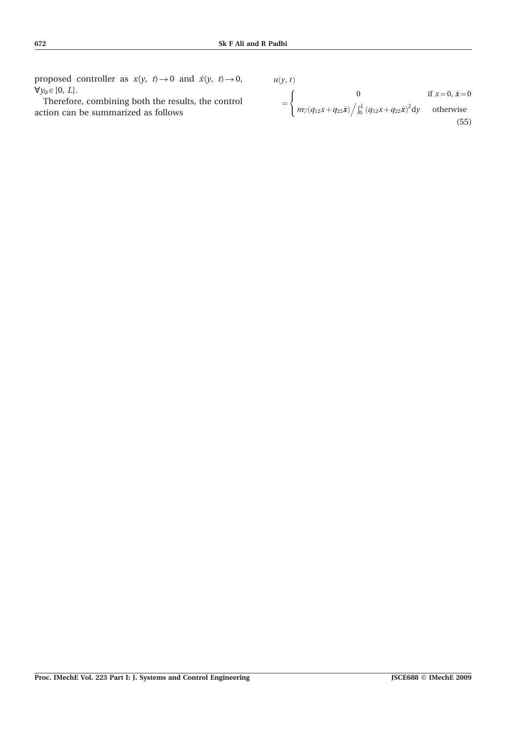proposed controller as $x(y, t) \rightarrow 0$ and $\dot{x}(y, t) \rightarrow 0$, $\forall y_0 \in [0, L]$.

Therefore, combining both the results, the control action can be summarized as follows

$$
u(y, t) = \begin{cases} 0 & \text{if } x = 0, \dot{x} = 0 \\ m\gamma(q_{12}x + q_{22}\dot{x}) \Big/ \int_0^L (q_{12}x + q_{22}\dot{x})^2 \mathrm{d}y & \text{otherwise} \end{cases} \tag{55}
$$